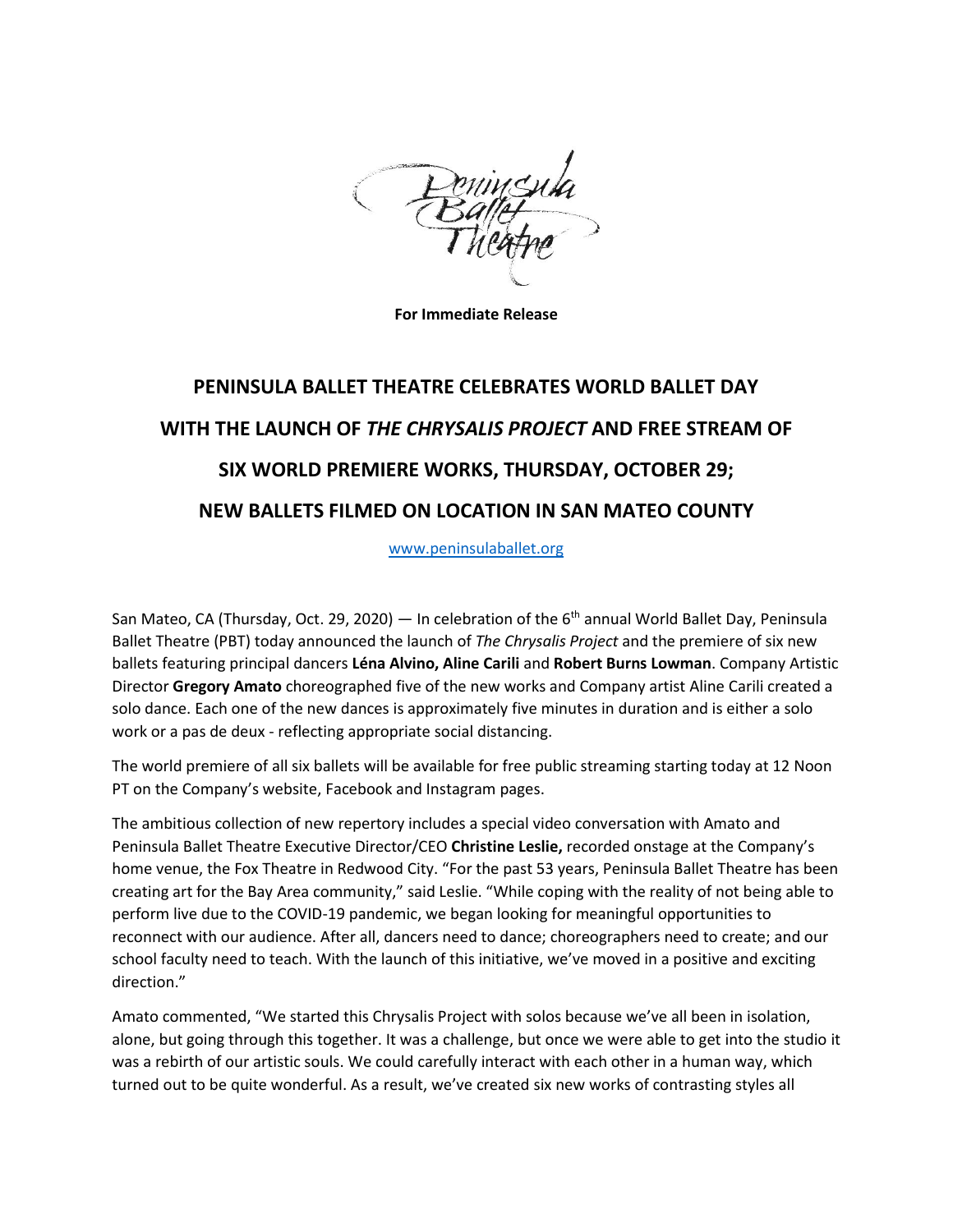Peninsula Ballet Theatre

**For Immediate Release**

# PENINSULA BALLET THEATRE CELEBRATES WORLD BALLET DAY WITH THE LAUNCH OF *THE CHRYSALIS PROJECT* AND FREE STREAM OF SIX WORLD PREMIERE WORKS, THURSDAY, OCTOBER 29; NEW BALLETS FILMED ON LOCATION IN SAN MATEO COUNTY

www.peninsulaballet.org

San Mateo, CA (Thursday, Oct. 29, 2020) — In celebration of the 6th annual World Ballet Day, Peninsula Ballet Theatre (PBT) today announced the launch of *The Chrysalis Project* and the premiere of six new ballets featuring principal dancers **Léna Alvino, Aline Carili** and **Robert Burns Lowman**. Company Artistic Director **Gregory Amato** choreographed five of the new works and Company artist Aline Carili created a solo dance. Each one of the new dances is approximately five minutes in duration and is either a solo work or a pas de deux - reflecting appropriate social distancing.

The world premiere of all six ballets will be available for free public streaming starting today at 12 Noon PT on the Company's website, Facebook and Instagram pages.

The ambitious collection of new repertory includes a special video conversation with Amato and Peninsula Ballet Theatre Executive Director/CEO **Christine Leslie,** recorded onstage at the Company's home venue, the Fox Theatre in Redwood City. "For the past 53 years, Peninsula Ballet Theatre has been creating art for the Bay Area community," said Leslie. "While coping with the reality of not being able to perform live due to the COVID-19 pandemic, we began looking for meaningful opportunities to reconnect with our audience. After all, dancers need to dance; choreographers need to create; and our school faculty need to teach. With the launch of this initiative, we've moved in a positive and exciting direction."

Amato commented, "We started this Chrysalis Project with solos because we've all been in isolation, alone, but going through this together. It was a challenge, but once we were able to get into the studio it was a rebirth of our artistic souls. We could carefully interact with each other in a human way, which turned out to be quite wonderful. As a result, we've created six new works of contrasting styles all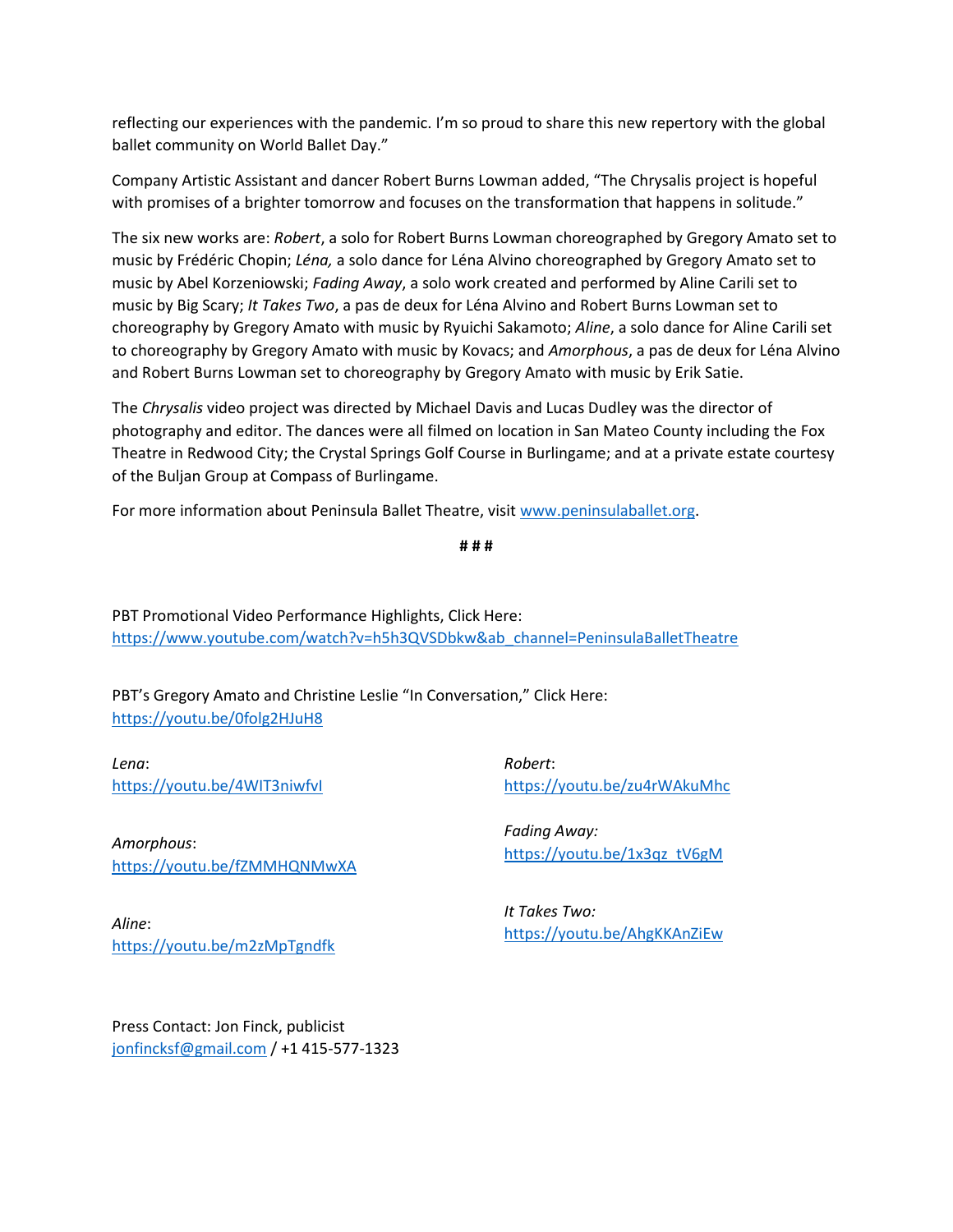reflecting our experiences with the pandemic. I'm so proud to share this new repertory with the global ballet community on World Ballet Day."

Company Artistic Assistant and dancer Robert Burns Lowman added, "The Chrysalis project is hopeful with promises of a brighter tomorrow and focuses on the transformation that happens in solitude."

The six new works are: *Robert*, a solo for Robert Burns Lowman choreographed by Gregory Amato set to music by Frédéric Chopin; *Léna,* a solo dance for Léna Alvino choreographed by Gregory Amato set to music by Abel Korzeniowski; *Fading Away*, a solo work created and performed by Aline Carili set to music by Big Scary; *It Takes Two*, a pas de deux for Léna Alvino and Robert Burns Lowman set to choreography by Gregory Amato with music by Ryuichi Sakamoto; *Aline*, a solo dance for Aline Carili set to choreography by Gregory Amato with music by Kovacs; and *Amorphous*, a pas de deux for Léna Alvino and Robert Burns Lowman set to choreography by Gregory Amato with music by Erik Satie.

The *Chrysalis* video project was directed by Michael Davis and Lucas Dudley was the director of photography and editor. The dances were all filmed on location in San Mateo County including the Fox Theatre in Redwood City; the Crystal Springs Golf Course in Burlingame; and at a private estate courtesy of the Buljan Group at Compass of Burlingame.

For more information about Peninsula Ballet Theatre, visit www.peninsulaballet.org.

**# # #**

PBT Promotional Video Performance Highlights, Click Here:
https://www.youtube.com/watch?v=h5h3QVSDbkw&ab_channel=PeninsulaBalletTheatre

PBT's Gregory Amato and Christine Leslie "In Conversation," Click Here:
https://youtu.be/0folg2HJuH8

*Lena*:
https://youtu.be/4WIT3niwfvI

*Amorphous*:
https://youtu.be/fZMMHQNMwXA

*Aline*:
https://youtu.be/m2zMpTgndfk

*Robert*:
https://youtu.be/zu4rWAkuMhc

*Fading Away:*
https://youtu.be/1x3qz_tV6gM

*It Takes Two:*
https://youtu.be/AhgKKAnZiEw

Press Contact: Jon Finck, publicist
jonfincksf@gmail.com / +1 415-577-1323